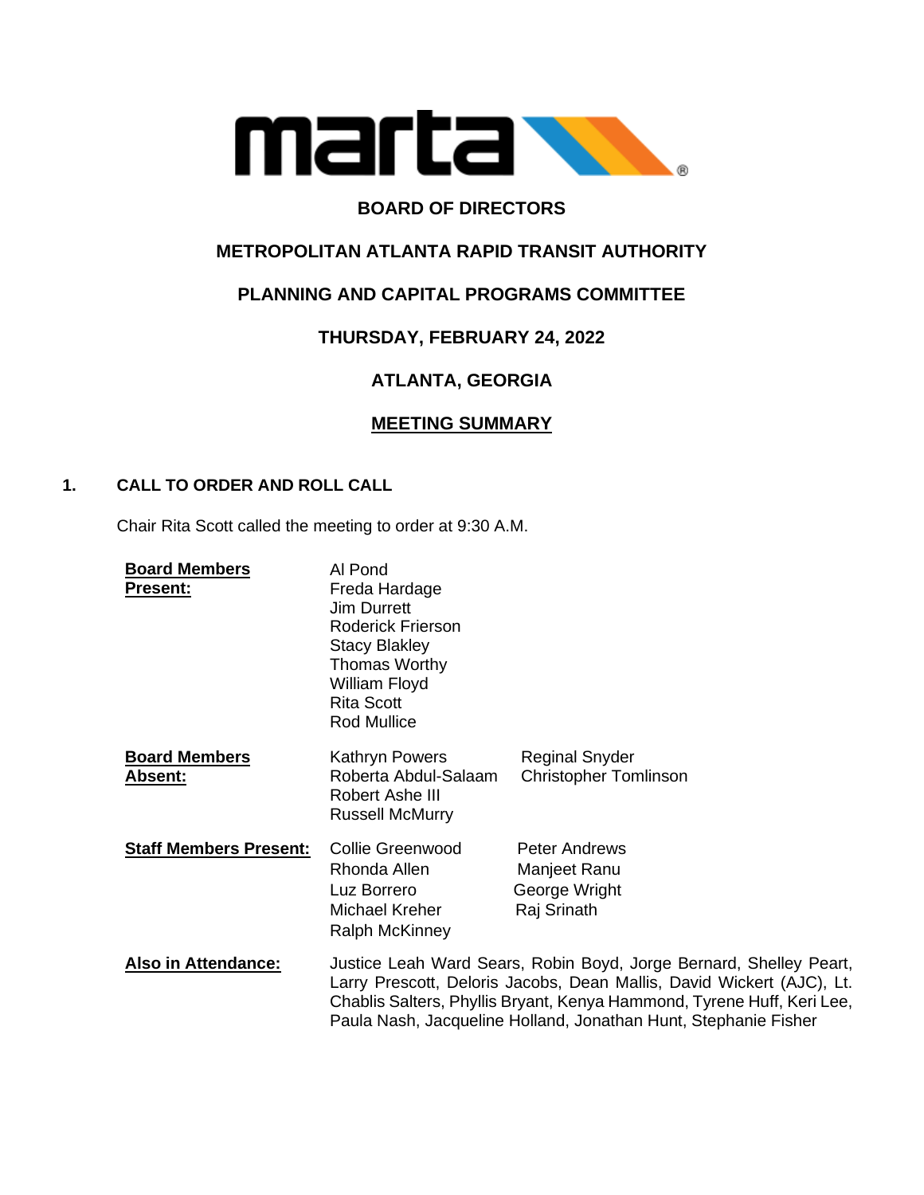**BOARD OF DIRECTORS**

**METROPOLITAN ATLANTA RAPID TRANSIT AUTHORITY**

**PLANNING AND CAPITAL PROGRAMS COMMITTEE**

**THURSDAY, FEBRUARY 24, 2022**

**ATLANTA, GEORGIA**

**MEETING SUMMARY**

## 1. CALL TO ORDER AND ROLL CALL

Chair Rita Scott called the meeting to order at 9:30 A.M.

**Board Members Present:**
Al Pond
Freda Hardage
Jim Durrett
Roderick Frierson
Stacy Blakley
Thomas Worthy
William Floyd
Rita Scott
Rod Mullice

**Board Members Absent:**
Kathryn Powers
Roberta Abdul-Salaam
Robert Ashe III
Russell McMurry
Reginal Snyder
Christopher Tomlinson

**Staff Members Present:**
Collie Greenwood
Rhonda Allen
Luz Borrero
Michael Kreher
Ralph McKinney
Peter Andrews
Manjeet Ranu
George Wright
Raj Srinath

**Also in Attendance:**
Justice Leah Ward Sears, Robin Boyd, Jorge Bernard, Shelley Peart, Larry Prescott, Deloris Jacobs, Dean Mallis, David Wickert (AJC), Lt. Chablis Salters, Phyllis Bryant, Kenya Hammond, Tyrene Huff, Keri Lee, Paula Nash, Jacqueline Holland, Jonathan Hunt, Stephanie Fisher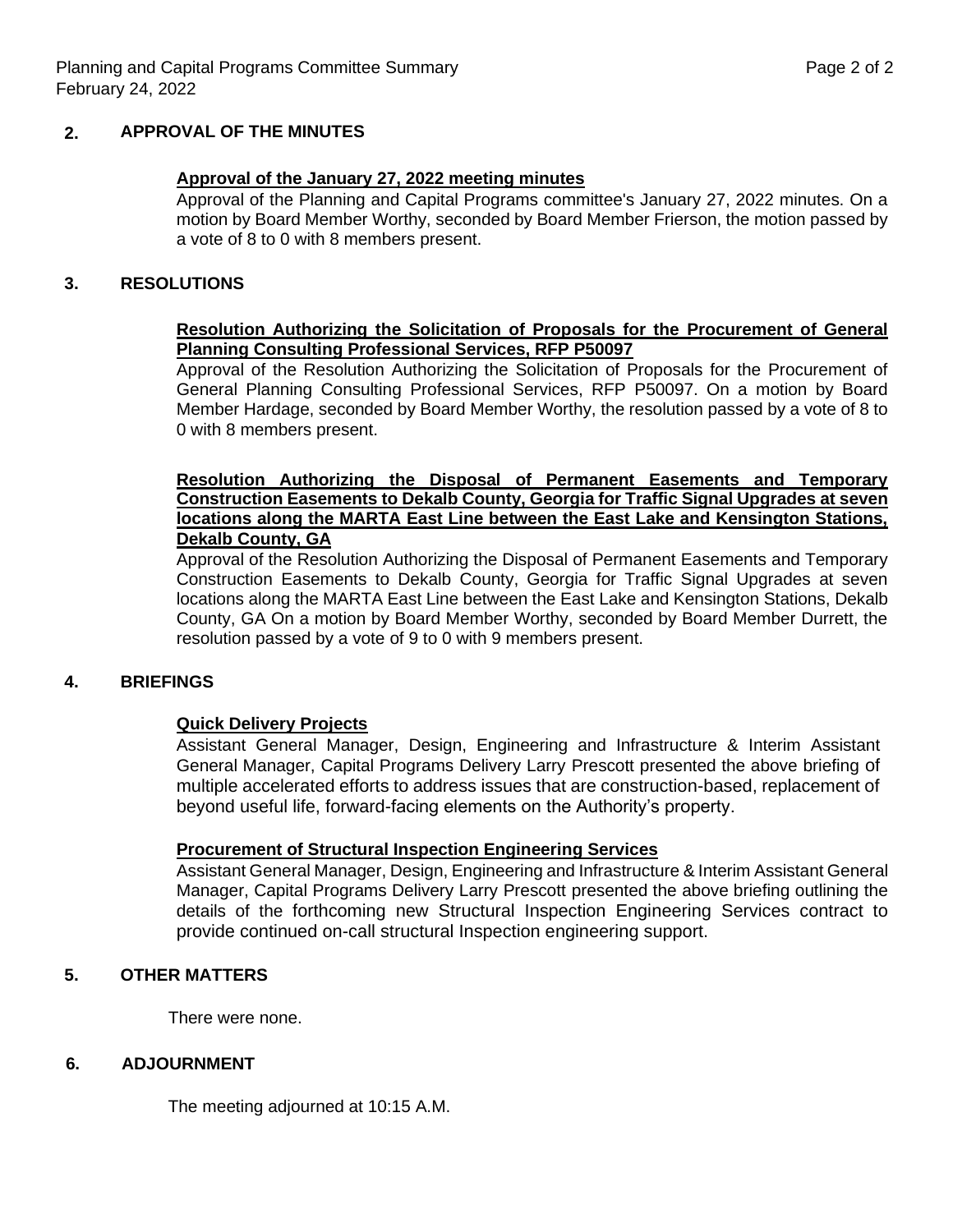## 2. APPROVAL OF THE MINUTES

**Approval of the January 27, 2022 meeting minutes**

Approval of the Planning and Capital Programs committee's January 27, 2022 minutes. On a motion by Board Member Worthy, seconded by Board Member Frierson, the motion passed by a vote of 8 to 0 with 8 members present.

## 3. RESOLUTIONS

**Resolution Authorizing the Solicitation of Proposals for the Procurement of General Planning Consulting Professional Services, RFP P50097**

Approval of the Resolution Authorizing the Solicitation of Proposals for the Procurement of General Planning Consulting Professional Services, RFP P50097. On a motion by Board Member Hardage, seconded by Board Member Worthy, the resolution passed by a vote of 8 to 0 with 8 members present.

**Resolution Authorizing the Disposal of Permanent Easements and Temporary Construction Easements to Dekalb County, Georgia for Traffic Signal Upgrades at seven locations along the MARTA East Line between the East Lake and Kensington Stations, Dekalb County, GA**

Approval of the Resolution Authorizing the Disposal of Permanent Easements and Temporary Construction Easements to Dekalb County, Georgia for Traffic Signal Upgrades at seven locations along the MARTA East Line between the East Lake and Kensington Stations, Dekalb County, GA On a motion by Board Member Worthy, seconded by Board Member Durrett, the resolution passed by a vote of 9 to 0 with 9 members present.

## 4. BRIEFINGS

**Quick Delivery Projects**

Assistant General Manager, Design, Engineering and Infrastructure & Interim Assistant General Manager, Capital Programs Delivery Larry Prescott presented the above briefing of multiple accelerated efforts to address issues that are construction-based, replacement of beyond useful life, forward-facing elements on the Authority's property.

**Procurement of Structural Inspection Engineering Services**

Assistant General Manager, Design, Engineering and Infrastructure & Interim Assistant General Manager, Capital Programs Delivery Larry Prescott presented the above briefing outlining the details of the forthcoming new Structural Inspection Engineering Services contract to provide continued on-call structural Inspection engineering support.

## 5. OTHER MATTERS

There were none.

## 6. ADJOURNMENT

The meeting adjourned at 10:15 A.M.